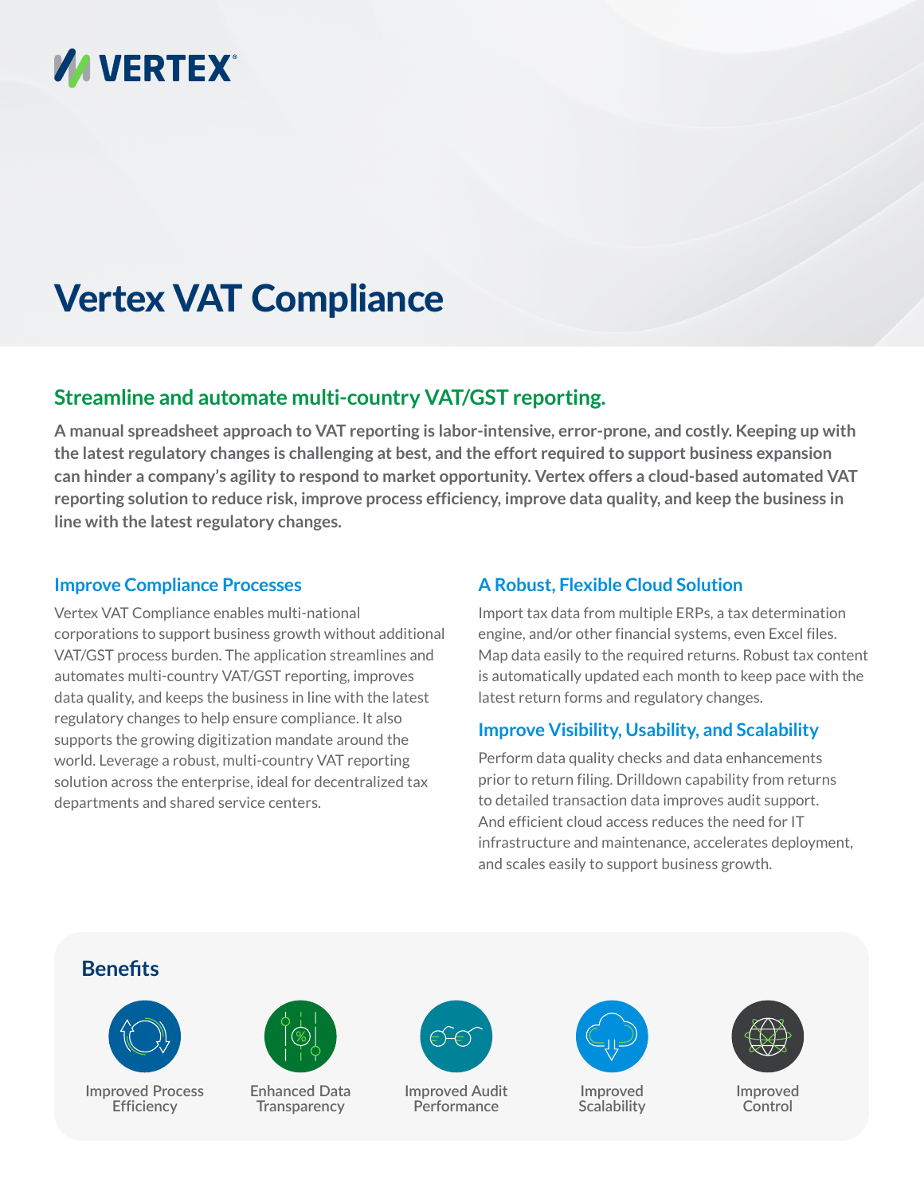VERTEX

# Vertex VAT Compliance

## Streamline and automate multi-country VAT/GST reporting.

**A manual spreadsheet approach to VAT reporting is labor-intensive, error-prone, and costly. Keeping up with the latest regulatory changes is challenging at best, and the effort required to support business expansion can hinder a company's agility to respond to market opportunity. Vertex offers a cloud-based automated VAT reporting solution to reduce risk, improve process efficiency, improve data quality, and keep the business in line with the latest regulatory changes.**

### Improve Compliance Processes

Vertex VAT Compliance enables multi-national corporations to support business growth without additional VAT/GST process burden. The application streamlines and automates multi-country VAT/GST reporting, improves data quality, and keeps the business in line with the latest regulatory changes to help ensure compliance. It also supports the growing digitization mandate around the world. Leverage a robust, multi-country VAT reporting solution across the enterprise, ideal for decentralized tax departments and shared service centers.

### A Robust, Flexible Cloud Solution

Import tax data from multiple ERPs, a tax determination engine, and/or other financial systems, even Excel files. Map data easily to the required returns. Robust tax content is automatically updated each month to keep pace with the latest return forms and regulatory changes.

### Improve Visibility, Usability, and Scalability

Perform data quality checks and data enhancements prior to return filing. Drilldown capability from returns to detailed transaction data improves audit support. And efficient cloud access reduces the need for IT infrastructure and maintenance, accelerates deployment, and scales easily to support business growth.

### Benefits

- Improved Process Efficiency
- Enhanced Data Transparency
- Improved Audit Performance
- Improved Scalability
- Improved Control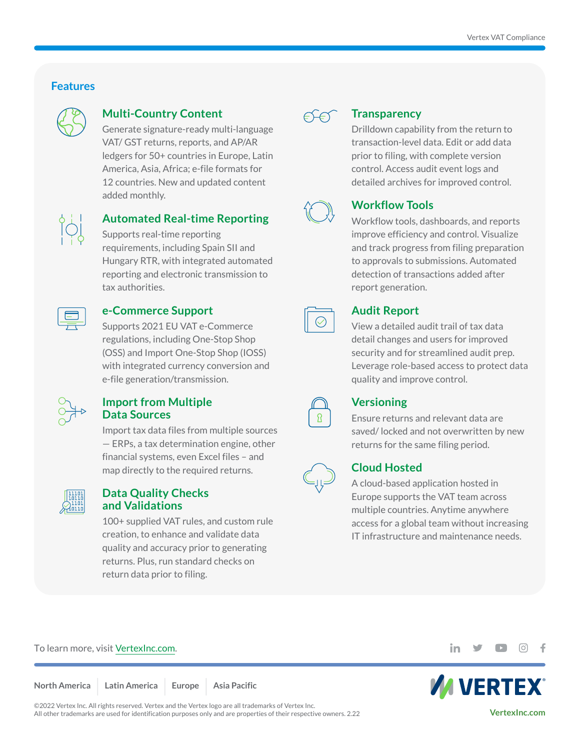## Features

### Multi-Country Content

Generate signature-ready multi-language VAT/ GST returns, reports, and AP/AR ledgers for 50+ countries in Europe, Latin America, Asia, Africa; e-file formats for 12 countries. New and updated content added monthly.

### Automated Real-time Reporting

Supports real-time reporting requirements, including Spain SII and Hungary RTR, with integrated automated reporting and electronic transmission to tax authorities.

### e-Commerce Support

Supports 2021 EU VAT e-Commerce regulations, including One-Stop Shop (OSS) and Import One-Stop Shop (IOSS) with integrated currency conversion and e-file generation/transmission.

### Import from Multiple Data Sources

Import tax data files from multiple sources — ERPs, a tax determination engine, other financial systems, even Excel files – and map directly to the required returns.

### Data Quality Checks and Validations

100+ supplied VAT rules, and custom rule creation, to enhance and validate data quality and accuracy prior to generating returns. Plus, run standard checks on return data prior to filing.

### Transparency

Drilldown capability from the return to transaction-level data. Edit or add data prior to filing, with complete version control. Access audit event logs and detailed archives for improved control.

### Workflow Tools

Workflow tools, dashboards, and reports improve efficiency and control. Visualize and track progress from filing preparation to approvals to submissions. Automated detection of transactions added after report generation.

### Audit Report

View a detailed audit trail of tax data detail changes and users for improved security and for streamlined audit prep. Leverage role-based access to protect data quality and improve control.

### Versioning

Ensure returns and relevant data are saved/ locked and not overwritten by new returns for the same filing period.

### Cloud Hosted

A cloud-based application hosted in Europe supports the VAT team across multiple countries. Anytime anywhere access for a global team without increasing IT infrastructure and maintenance needs.

To learn more, visit VertexInc.com.

North America | Latin America | Europe | Asia Pacific

VERTEX

VertexInc.com

©2022 Vertex Inc. All rights reserved. Vertex and the Vertex logo are all trademarks of Vertex Inc.
All other trademarks are used for identification purposes only and are properties of their respective owners. 2.22